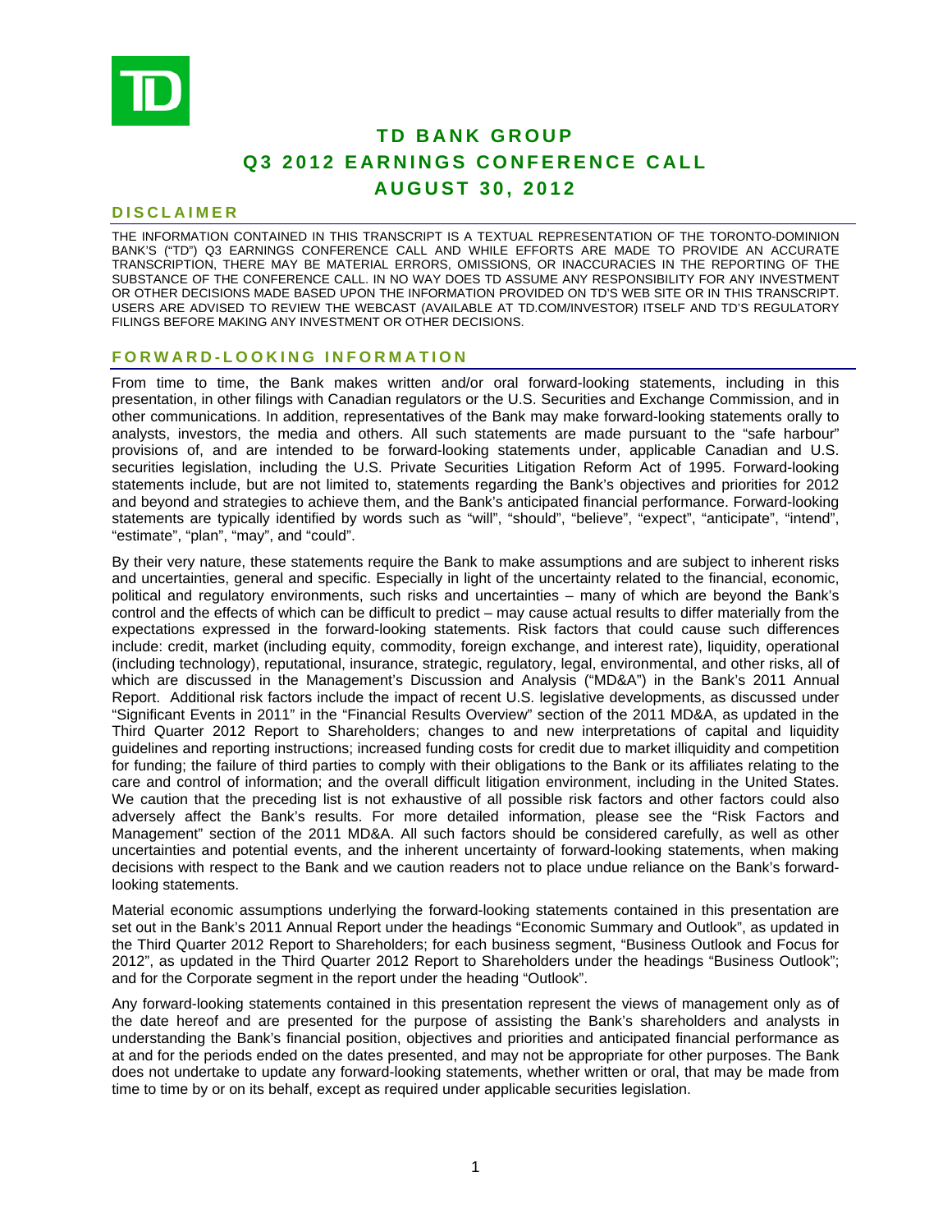# TD BANK GROUP
# Q3 2012 EARNINGS CONFERENCE CALL
# AUGUST 30, 2012

## DISCLAIMER

THE INFORMATION CONTAINED IN THIS TRANSCRIPT IS A TEXTUAL REPRESENTATION OF THE TORONTO-DOMINION BANK'S ("TD") Q3 EARNINGS CONFERENCE CALL AND WHILE EFFORTS ARE MADE TO PROVIDE AN ACCURATE TRANSCRIPTION, THERE MAY BE MATERIAL ERRORS, OMISSIONS, OR INACCURACIES IN THE REPORTING OF THE SUBSTANCE OF THE CONFERENCE CALL. IN NO WAY DOES TD ASSUME ANY RESPONSIBILITY FOR ANY INVESTMENT OR OTHER DECISIONS MADE BASED UPON THE INFORMATION PROVIDED ON TD'S WEB SITE OR IN THIS TRANSCRIPT. USERS ARE ADVISED TO REVIEW THE WEBCAST (AVAILABLE AT TD.COM/INVESTOR) ITSELF AND TD'S REGULATORY FILINGS BEFORE MAKING ANY INVESTMENT OR OTHER DECISIONS.

## FORWARD-LOOKING INFORMATION

From time to time, the Bank makes written and/or oral forward-looking statements, including in this presentation, in other filings with Canadian regulators or the U.S. Securities and Exchange Commission, and in other communications. In addition, representatives of the Bank may make forward-looking statements orally to analysts, investors, the media and others. All such statements are made pursuant to the "safe harbour" provisions of, and are intended to be forward-looking statements under, applicable Canadian and U.S. securities legislation, including the U.S. Private Securities Litigation Reform Act of 1995. Forward-looking statements include, but are not limited to, statements regarding the Bank's objectives and priorities for 2012 and beyond and strategies to achieve them, and the Bank's anticipated financial performance. Forward-looking statements are typically identified by words such as "will", "should", "believe", "expect", "anticipate", "intend", "estimate", "plan", "may", and "could".

By their very nature, these statements require the Bank to make assumptions and are subject to inherent risks and uncertainties, general and specific. Especially in light of the uncertainty related to the financial, economic, political and regulatory environments, such risks and uncertainties – many of which are beyond the Bank's control and the effects of which can be difficult to predict – may cause actual results to differ materially from the expectations expressed in the forward-looking statements. Risk factors that could cause such differences include: credit, market (including equity, commodity, foreign exchange, and interest rate), liquidity, operational (including technology), reputational, insurance, strategic, regulatory, legal, environmental, and other risks, all of which are discussed in the Management's Discussion and Analysis ("MD&A") in the Bank's 2011 Annual Report. Additional risk factors include the impact of recent U.S. legislative developments, as discussed under "Significant Events in 2011" in the "Financial Results Overview" section of the 2011 MD&A, as updated in the Third Quarter 2012 Report to Shareholders; changes to and new interpretations of capital and liquidity guidelines and reporting instructions; increased funding costs for credit due to market illiquidity and competition for funding; the failure of third parties to comply with their obligations to the Bank or its affiliates relating to the care and control of information; and the overall difficult litigation environment, including in the United States. We caution that the preceding list is not exhaustive of all possible risk factors and other factors could also adversely affect the Bank's results. For more detailed information, please see the "Risk Factors and Management" section of the 2011 MD&A. All such factors should be considered carefully, as well as other uncertainties and potential events, and the inherent uncertainty of forward-looking statements, when making decisions with respect to the Bank and we caution readers not to place undue reliance on the Bank's forward-looking statements.

Material economic assumptions underlying the forward-looking statements contained in this presentation are set out in the Bank's 2011 Annual Report under the headings "Economic Summary and Outlook", as updated in the Third Quarter 2012 Report to Shareholders; for each business segment, "Business Outlook and Focus for 2012", as updated in the Third Quarter 2012 Report to Shareholders under the headings "Business Outlook"; and for the Corporate segment in the report under the heading "Outlook".

Any forward-looking statements contained in this presentation represent the views of management only as of the date hereof and are presented for the purpose of assisting the Bank's shareholders and analysts in understanding the Bank's financial position, objectives and priorities and anticipated financial performance as at and for the periods ended on the dates presented, and may not be appropriate for other purposes. The Bank does not undertake to update any forward-looking statements, whether written or oral, that may be made from time to time by or on its behalf, except as required under applicable securities legislation.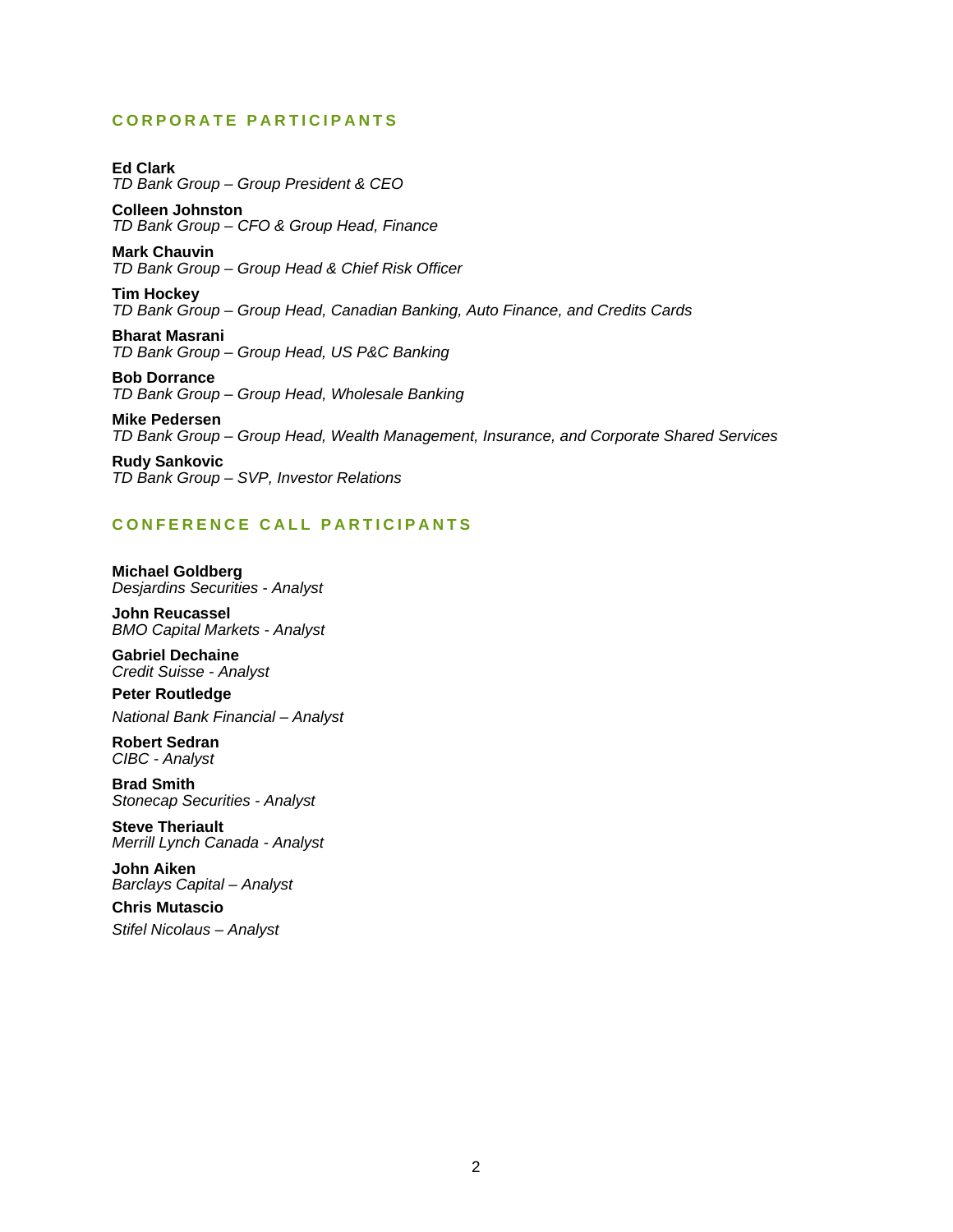## CORPORATE PARTICIPANTS

**Ed Clark**
*TD Bank Group – Group President & CEO*

**Colleen Johnston**
*TD Bank Group – CFO & Group Head, Finance*

**Mark Chauvin**
*TD Bank Group – Group Head & Chief Risk Officer*

**Tim Hockey**
*TD Bank Group – Group Head, Canadian Banking, Auto Finance, and Credits Cards*

**Bharat Masrani**
*TD Bank Group – Group Head, US P&C Banking*

**Bob Dorrance**
*TD Bank Group – Group Head, Wholesale Banking*

**Mike Pedersen**
*TD Bank Group – Group Head, Wealth Management, Insurance, and Corporate Shared Services*

**Rudy Sankovic**
*TD Bank Group – SVP, Investor Relations*

## CONFERENCE CALL PARTICIPANTS

**Michael Goldberg**
*Desjardins Securities - Analyst*

**John Reucassel**
*BMO Capital Markets - Analyst*

**Gabriel Dechaine**
*Credit Suisse - Analyst*

**Peter Routledge**
*National Bank Financial – Analyst*

**Robert Sedran**
*CIBC - Analyst*

**Brad Smith**
*Stonecap Securities - Analyst*

**Steve Theriault**
*Merrill Lynch Canada - Analyst*

**John Aiken**
*Barclays Capital – Analyst*

**Chris Mutascio**
*Stifel Nicolaus – Analyst*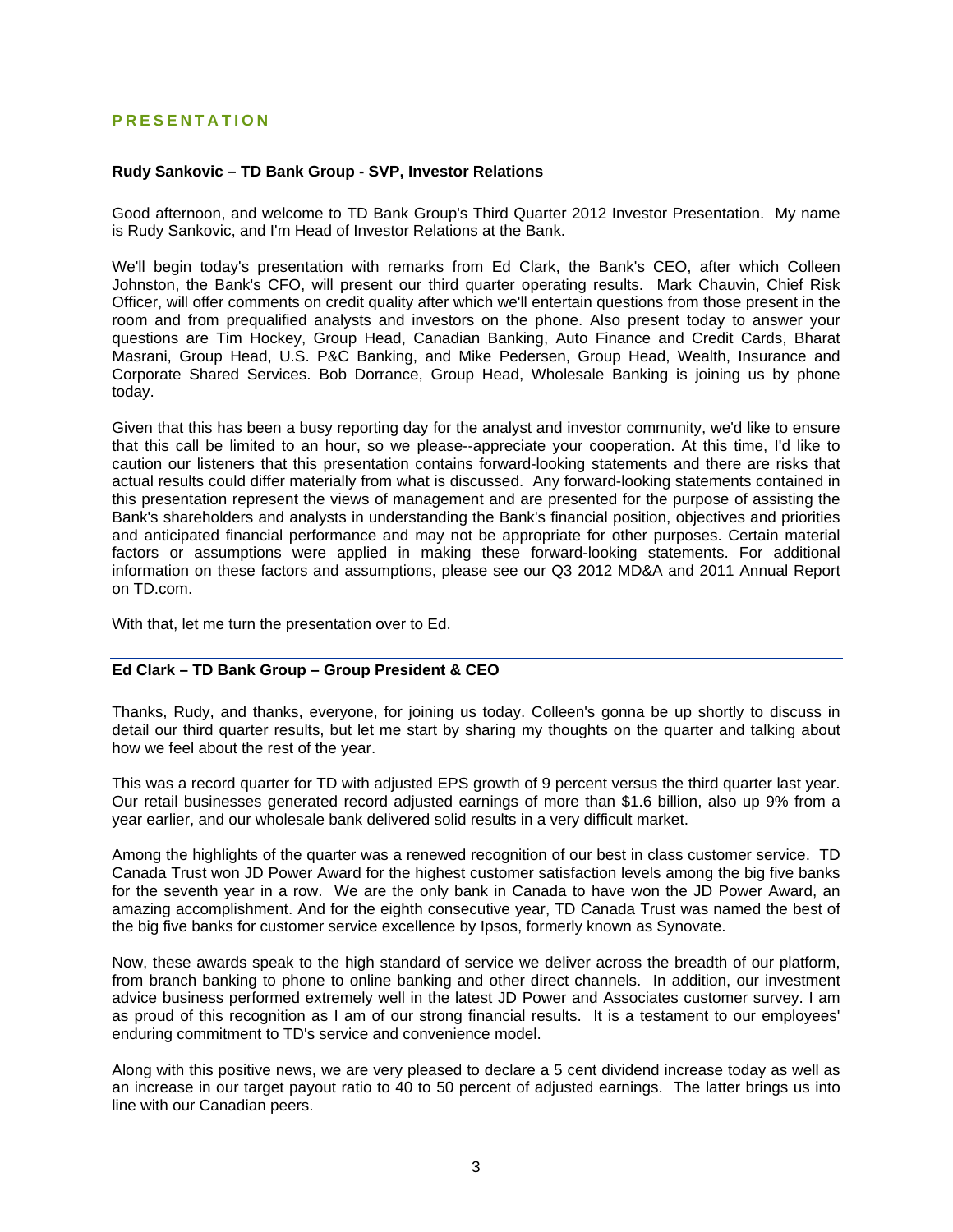## PRESENTATION

---

**Rudy Sankovic – TD Bank Group - SVP, Investor Relations**

Good afternoon, and welcome to TD Bank Group's Third Quarter 2012 Investor Presentation. My name is Rudy Sankovic, and I'm Head of Investor Relations at the Bank.

We'll begin today's presentation with remarks from Ed Clark, the Bank's CEO, after which Colleen Johnston, the Bank's CFO, will present our third quarter operating results. Mark Chauvin, Chief Risk Officer, will offer comments on credit quality after which we'll entertain questions from those present in the room and from prequalified analysts and investors on the phone. Also present today to answer your questions are Tim Hockey, Group Head, Canadian Banking, Auto Finance and Credit Cards, Bharat Masrani, Group Head, U.S. P&C Banking, and Mike Pedersen, Group Head, Wealth, Insurance and Corporate Shared Services. Bob Dorrance, Group Head, Wholesale Banking is joining us by phone today.

Given that this has been a busy reporting day for the analyst and investor community, we'd like to ensure that this call be limited to an hour, so we please--appreciate your cooperation. At this time, I'd like to caution our listeners that this presentation contains forward-looking statements and there are risks that actual results could differ materially from what is discussed. Any forward-looking statements contained in this presentation represent the views of management and are presented for the purpose of assisting the Bank's shareholders and analysts in understanding the Bank's financial position, objectives and priorities and anticipated financial performance and may not be appropriate for other purposes. Certain material factors or assumptions were applied in making these forward-looking statements. For additional information on these factors and assumptions, please see our Q3 2012 MD&A and 2011 Annual Report on TD.com.

With that, let me turn the presentation over to Ed.

---

**Ed Clark – TD Bank Group – Group President & CEO**

Thanks, Rudy, and thanks, everyone, for joining us today. Colleen's gonna be up shortly to discuss in detail our third quarter results, but let me start by sharing my thoughts on the quarter and talking about how we feel about the rest of the year.

This was a record quarter for TD with adjusted EPS growth of 9 percent versus the third quarter last year. Our retail businesses generated record adjusted earnings of more than $1.6 billion, also up 9% from a year earlier, and our wholesale bank delivered solid results in a very difficult market.

Among the highlights of the quarter was a renewed recognition of our best in class customer service. TD Canada Trust won JD Power Award for the highest customer satisfaction levels among the big five banks for the seventh year in a row. We are the only bank in Canada to have won the JD Power Award, an amazing accomplishment. And for the eighth consecutive year, TD Canada Trust was named the best of the big five banks for customer service excellence by Ipsos, formerly known as Synovate.

Now, these awards speak to the high standard of service we deliver across the breadth of our platform, from branch banking to phone to online banking and other direct channels. In addition, our investment advice business performed extremely well in the latest JD Power and Associates customer survey. I am as proud of this recognition as I am of our strong financial results. It is a testament to our employees' enduring commitment to TD's service and convenience model.

Along with this positive news, we are very pleased to declare a 5 cent dividend increase today as well as an increase in our target payout ratio to 40 to 50 percent of adjusted earnings. The latter brings us into line with our Canadian peers.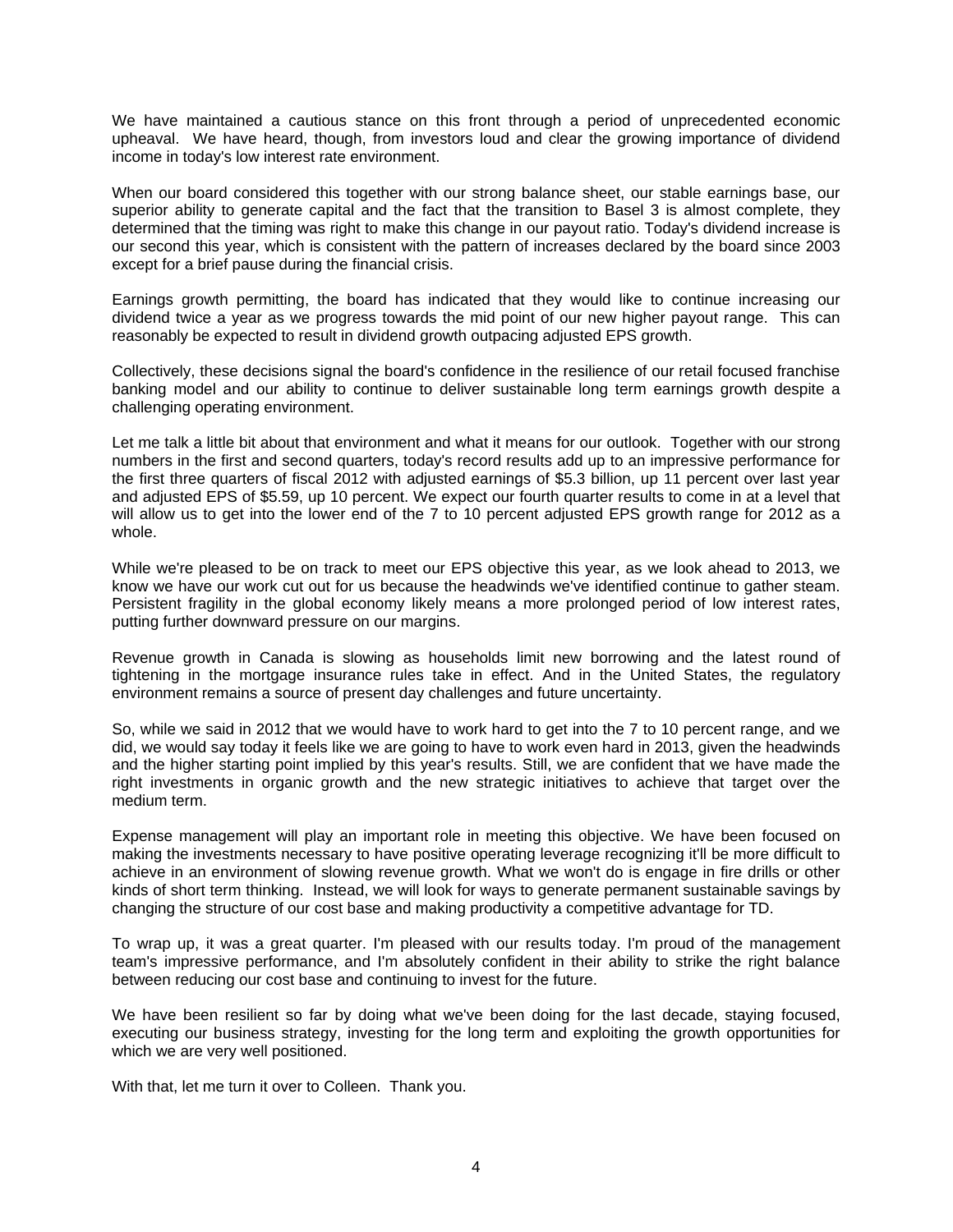We have maintained a cautious stance on this front through a period of unprecedented economic upheaval. We have heard, though, from investors loud and clear the growing importance of dividend income in today's low interest rate environment.

When our board considered this together with our strong balance sheet, our stable earnings base, our superior ability to generate capital and the fact that the transition to Basel 3 is almost complete, they determined that the timing was right to make this change in our payout ratio. Today's dividend increase is our second this year, which is consistent with the pattern of increases declared by the board since 2003 except for a brief pause during the financial crisis.

Earnings growth permitting, the board has indicated that they would like to continue increasing our dividend twice a year as we progress towards the mid point of our new higher payout range. This can reasonably be expected to result in dividend growth outpacing adjusted EPS growth.

Collectively, these decisions signal the board's confidence in the resilience of our retail focused franchise banking model and our ability to continue to deliver sustainable long term earnings growth despite a challenging operating environment.

Let me talk a little bit about that environment and what it means for our outlook. Together with our strong numbers in the first and second quarters, today's record results add up to an impressive performance for the first three quarters of fiscal 2012 with adjusted earnings of $5.3 billion, up 11 percent over last year and adjusted EPS of $5.59, up 10 percent. We expect our fourth quarter results to come in at a level that will allow us to get into the lower end of the 7 to 10 percent adjusted EPS growth range for 2012 as a whole.

While we're pleased to be on track to meet our EPS objective this year, as we look ahead to 2013, we know we have our work cut out for us because the headwinds we've identified continue to gather steam. Persistent fragility in the global economy likely means a more prolonged period of low interest rates, putting further downward pressure on our margins.

Revenue growth in Canada is slowing as households limit new borrowing and the latest round of tightening in the mortgage insurance rules take in effect. And in the United States, the regulatory environment remains a source of present day challenges and future uncertainty.

So, while we said in 2012 that we would have to work hard to get into the 7 to 10 percent range, and we did, we would say today it feels like we are going to have to work even hard in 2013, given the headwinds and the higher starting point implied by this year's results. Still, we are confident that we have made the right investments in organic growth and the new strategic initiatives to achieve that target over the medium term.

Expense management will play an important role in meeting this objective. We have been focused on making the investments necessary to have positive operating leverage recognizing it'll be more difficult to achieve in an environment of slowing revenue growth. What we won't do is engage in fire drills or other kinds of short term thinking. Instead, we will look for ways to generate permanent sustainable savings by changing the structure of our cost base and making productivity a competitive advantage for TD.

To wrap up, it was a great quarter. I'm pleased with our results today. I'm proud of the management team's impressive performance, and I'm absolutely confident in their ability to strike the right balance between reducing our cost base and continuing to invest for the future.

We have been resilient so far by doing what we've been doing for the last decade, staying focused, executing our business strategy, investing for the long term and exploiting the growth opportunities for which we are very well positioned.

With that, let me turn it over to Colleen. Thank you.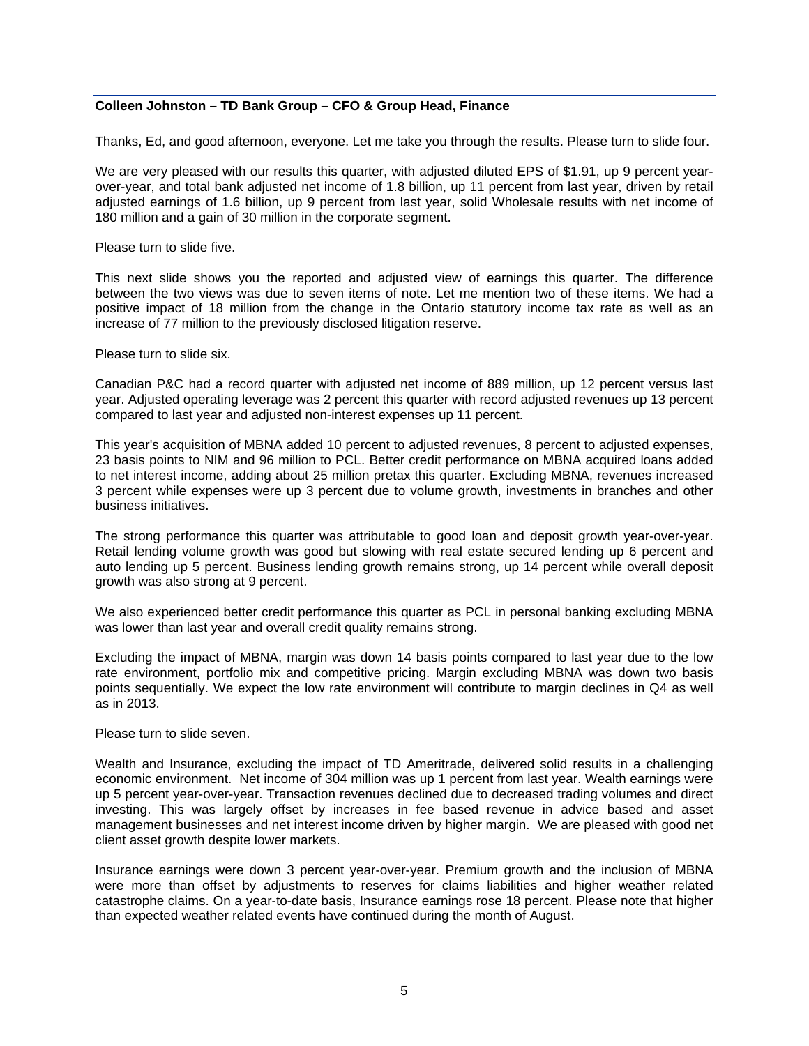**Colleen Johnston – TD Bank Group – CFO & Group Head, Finance**

Thanks, Ed, and good afternoon, everyone. Let me take you through the results. Please turn to slide four.

We are very pleased with our results this quarter, with adjusted diluted EPS of $1.91, up 9 percent year-over-year, and total bank adjusted net income of 1.8 billion, up 11 percent from last year, driven by retail adjusted earnings of 1.6 billion, up 9 percent from last year, solid Wholesale results with net income of 180 million and a gain of 30 million in the corporate segment.

Please turn to slide five.

This next slide shows you the reported and adjusted view of earnings this quarter. The difference between the two views was due to seven items of note. Let me mention two of these items. We had a positive impact of 18 million from the change in the Ontario statutory income tax rate as well as an increase of 77 million to the previously disclosed litigation reserve.

Please turn to slide six.

Canadian P&C had a record quarter with adjusted net income of 889 million, up 12 percent versus last year. Adjusted operating leverage was 2 percent this quarter with record adjusted revenues up 13 percent compared to last year and adjusted non-interest expenses up 11 percent.

This year's acquisition of MBNA added 10 percent to adjusted revenues, 8 percent to adjusted expenses, 23 basis points to NIM and 96 million to PCL. Better credit performance on MBNA acquired loans added to net interest income, adding about 25 million pretax this quarter. Excluding MBNA, revenues increased 3 percent while expenses were up 3 percent due to volume growth, investments in branches and other business initiatives.

The strong performance this quarter was attributable to good loan and deposit growth year-over-year. Retail lending volume growth was good but slowing with real estate secured lending up 6 percent and auto lending up 5 percent. Business lending growth remains strong, up 14 percent while overall deposit growth was also strong at 9 percent.

We also experienced better credit performance this quarter as PCL in personal banking excluding MBNA was lower than last year and overall credit quality remains strong.

Excluding the impact of MBNA, margin was down 14 basis points compared to last year due to the low rate environment, portfolio mix and competitive pricing. Margin excluding MBNA was down two basis points sequentially. We expect the low rate environment will contribute to margin declines in Q4 as well as in 2013.

Please turn to slide seven.

Wealth and Insurance, excluding the impact of TD Ameritrade, delivered solid results in a challenging economic environment. Net income of 304 million was up 1 percent from last year. Wealth earnings were up 5 percent year-over-year. Transaction revenues declined due to decreased trading volumes and direct investing. This was largely offset by increases in fee based revenue in advice based and asset management businesses and net interest income driven by higher margin. We are pleased with good net client asset growth despite lower markets.

Insurance earnings were down 3 percent year-over-year. Premium growth and the inclusion of MBNA were more than offset by adjustments to reserves for claims liabilities and higher weather related catastrophe claims. On a year-to-date basis, Insurance earnings rose 18 percent. Please note that higher than expected weather related events have continued during the month of August.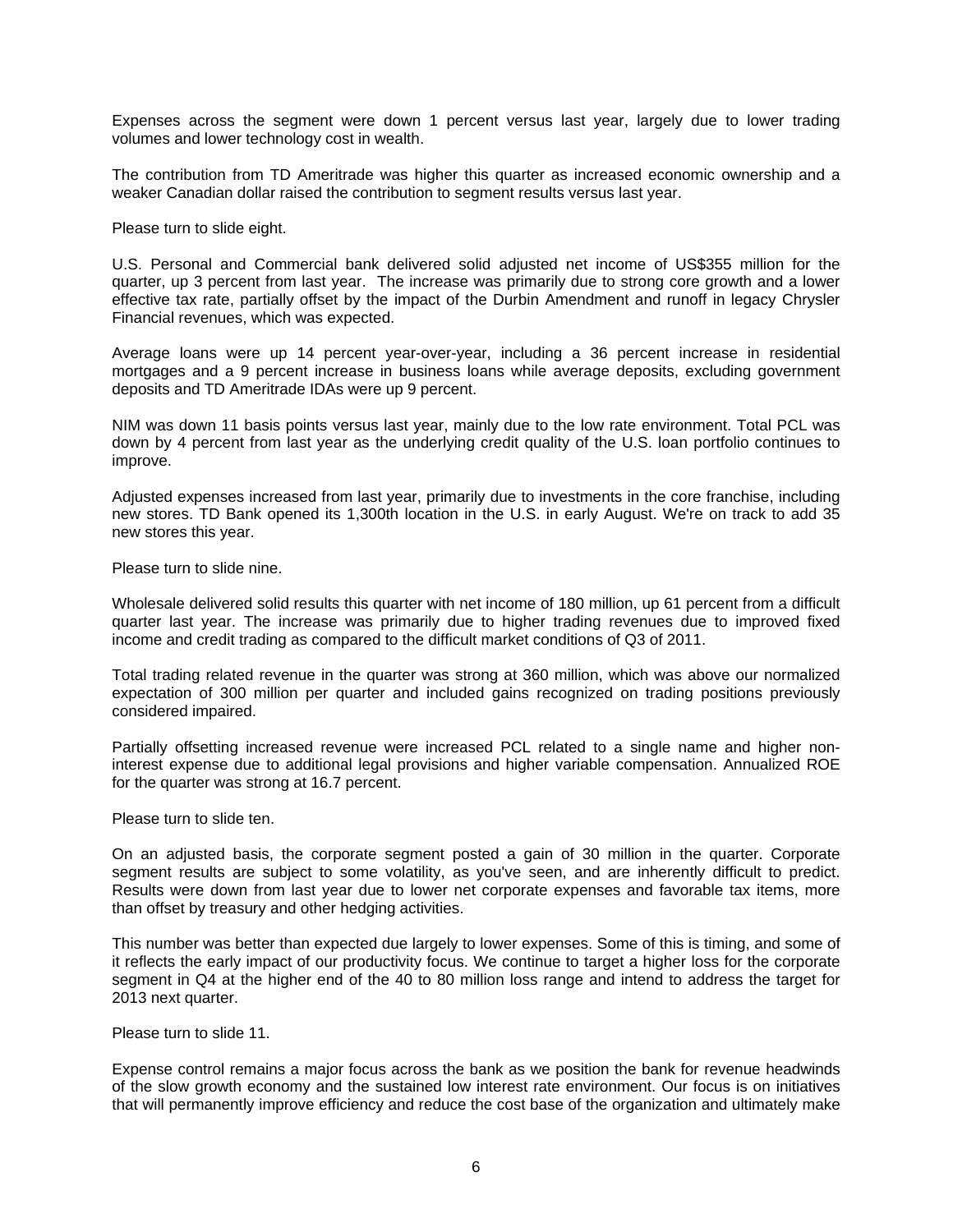Expenses across the segment were down 1 percent versus last year, largely due to lower trading volumes and lower technology cost in wealth.

The contribution from TD Ameritrade was higher this quarter as increased economic ownership and a weaker Canadian dollar raised the contribution to segment results versus last year.

Please turn to slide eight.

U.S. Personal and Commercial bank delivered solid adjusted net income of US$355 million for the quarter, up 3 percent from last year. The increase was primarily due to strong core growth and a lower effective tax rate, partially offset by the impact of the Durbin Amendment and runoff in legacy Chrysler Financial revenues, which was expected.

Average loans were up 14 percent year-over-year, including a 36 percent increase in residential mortgages and a 9 percent increase in business loans while average deposits, excluding government deposits and TD Ameritrade IDAs were up 9 percent.

NIM was down 11 basis points versus last year, mainly due to the low rate environment. Total PCL was down by 4 percent from last year as the underlying credit quality of the U.S. loan portfolio continues to improve.

Adjusted expenses increased from last year, primarily due to investments in the core franchise, including new stores. TD Bank opened its 1,300th location in the U.S. in early August. We're on track to add 35 new stores this year.

Please turn to slide nine.

Wholesale delivered solid results this quarter with net income of 180 million, up 61 percent from a difficult quarter last year. The increase was primarily due to higher trading revenues due to improved fixed income and credit trading as compared to the difficult market conditions of Q3 of 2011.

Total trading related revenue in the quarter was strong at 360 million, which was above our normalized expectation of 300 million per quarter and included gains recognized on trading positions previously considered impaired.

Partially offsetting increased revenue were increased PCL related to a single name and higher non-interest expense due to additional legal provisions and higher variable compensation. Annualized ROE for the quarter was strong at 16.7 percent.

Please turn to slide ten.

On an adjusted basis, the corporate segment posted a gain of 30 million in the quarter. Corporate segment results are subject to some volatility, as you've seen, and are inherently difficult to predict. Results were down from last year due to lower net corporate expenses and favorable tax items, more than offset by treasury and other hedging activities.

This number was better than expected due largely to lower expenses. Some of this is timing, and some of it reflects the early impact of our productivity focus. We continue to target a higher loss for the corporate segment in Q4 at the higher end of the 40 to 80 million loss range and intend to address the target for 2013 next quarter.

Please turn to slide 11.

Expense control remains a major focus across the bank as we position the bank for revenue headwinds of the slow growth economy and the sustained low interest rate environment. Our focus is on initiatives that will permanently improve efficiency and reduce the cost base of the organization and ultimately make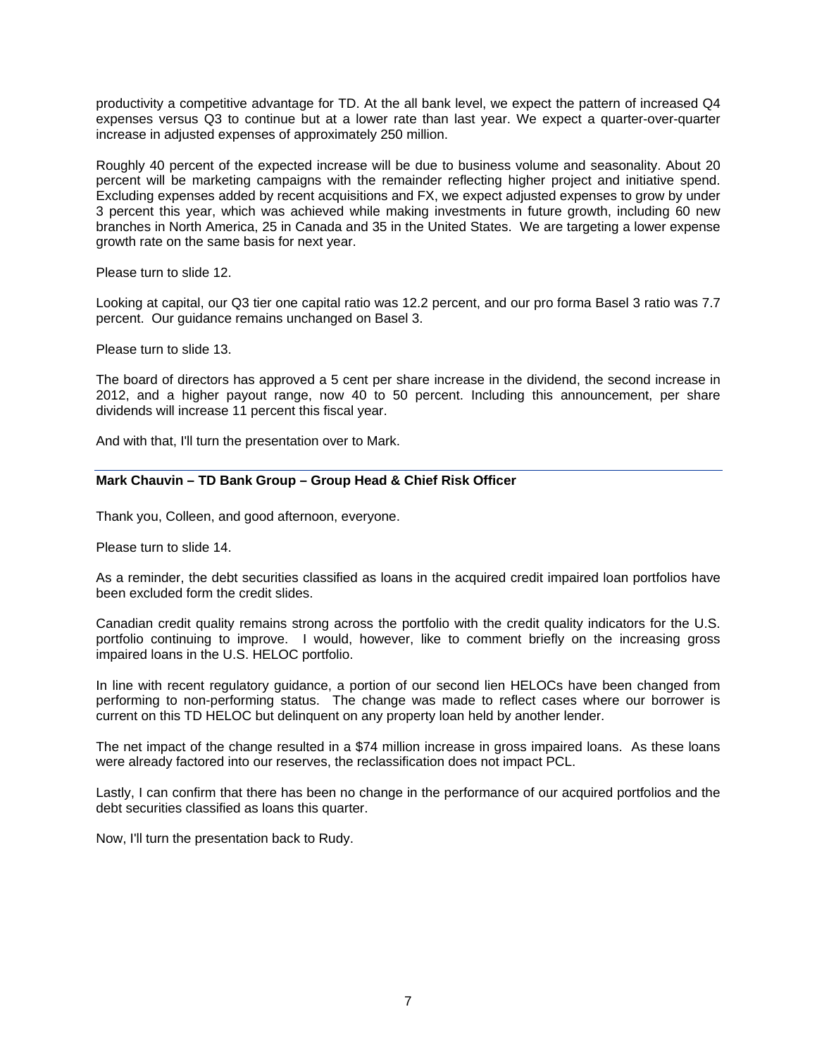productivity a competitive advantage for TD. At the all bank level, we expect the pattern of increased Q4 expenses versus Q3 to continue but at a lower rate than last year. We expect a quarter-over-quarter increase in adjusted expenses of approximately 250 million.

Roughly 40 percent of the expected increase will be due to business volume and seasonality. About 20 percent will be marketing campaigns with the remainder reflecting higher project and initiative spend. Excluding expenses added by recent acquisitions and FX, we expect adjusted expenses to grow by under 3 percent this year, which was achieved while making investments in future growth, including 60 new branches in North America, 25 in Canada and 35 in the United States. We are targeting a lower expense growth rate on the same basis for next year.

Please turn to slide 12.

Looking at capital, our Q3 tier one capital ratio was 12.2 percent, and our pro forma Basel 3 ratio was 7.7 percent. Our guidance remains unchanged on Basel 3.

Please turn to slide 13.

The board of directors has approved a 5 cent per share increase in the dividend, the second increase in 2012, and a higher payout range, now 40 to 50 percent. Including this announcement, per share dividends will increase 11 percent this fiscal year.

And with that, I'll turn the presentation over to Mark.

---

**Mark Chauvin – TD Bank Group – Group Head & Chief Risk Officer**

Thank you, Colleen, and good afternoon, everyone.

Please turn to slide 14.

As a reminder, the debt securities classified as loans in the acquired credit impaired loan portfolios have been excluded form the credit slides.

Canadian credit quality remains strong across the portfolio with the credit quality indicators for the U.S. portfolio continuing to improve. I would, however, like to comment briefly on the increasing gross impaired loans in the U.S. HELOC portfolio.

In line with recent regulatory guidance, a portion of our second lien HELOCs have been changed from performing to non-performing status. The change was made to reflect cases where our borrower is current on this TD HELOC but delinquent on any property loan held by another lender.

The net impact of the change resulted in a $74 million increase in gross impaired loans. As these loans were already factored into our reserves, the reclassification does not impact PCL.

Lastly, I can confirm that there has been no change in the performance of our acquired portfolios and the debt securities classified as loans this quarter.

Now, I'll turn the presentation back to Rudy.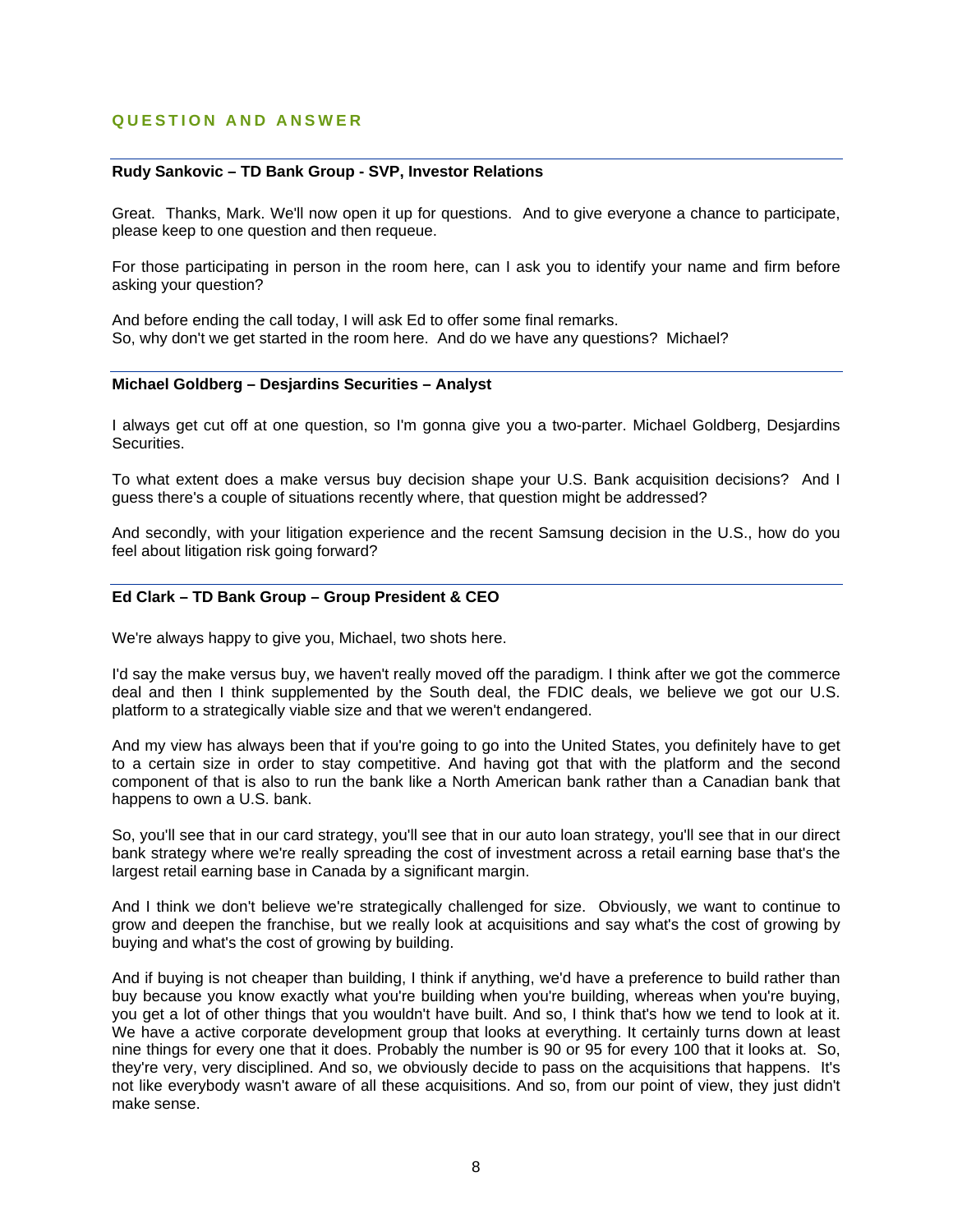## QUESTION AND ANSWER

**Rudy Sankovic – TD Bank Group - SVP, Investor Relations**

Great. Thanks, Mark. We'll now open it up for questions. And to give everyone a chance to participate, please keep to one question and then requeue.

For those participating in person in the room here, can I ask you to identify your name and firm before asking your question?

And before ending the call today, I will ask Ed to offer some final remarks.
So, why don't we get started in the room here. And do we have any questions? Michael?

**Michael Goldberg – Desjardins Securities – Analyst**

I always get cut off at one question, so I'm gonna give you a two-parter. Michael Goldberg, Desjardins Securities.

To what extent does a make versus buy decision shape your U.S. Bank acquisition decisions? And I guess there's a couple of situations recently where, that question might be addressed?

And secondly, with your litigation experience and the recent Samsung decision in the U.S., how do you feel about litigation risk going forward?

**Ed Clark – TD Bank Group – Group President & CEO**

We're always happy to give you, Michael, two shots here.

I'd say the make versus buy, we haven't really moved off the paradigm. I think after we got the commerce deal and then I think supplemented by the South deal, the FDIC deals, we believe we got our U.S. platform to a strategically viable size and that we weren't endangered.

And my view has always been that if you're going to go into the United States, you definitely have to get to a certain size in order to stay competitive. And having got that with the platform and the second component of that is also to run the bank like a North American bank rather than a Canadian bank that happens to own a U.S. bank.

So, you'll see that in our card strategy, you'll see that in our auto loan strategy, you'll see that in our direct bank strategy where we're really spreading the cost of investment across a retail earning base that's the largest retail earning base in Canada by a significant margin.

And I think we don't believe we're strategically challenged for size. Obviously, we want to continue to grow and deepen the franchise, but we really look at acquisitions and say what's the cost of growing by buying and what's the cost of growing by building.

And if buying is not cheaper than building, I think if anything, we'd have a preference to build rather than buy because you know exactly what you're building when you're building, whereas when you're buying, you get a lot of other things that you wouldn't have built. And so, I think that's how we tend to look at it. We have a active corporate development group that looks at everything. It certainly turns down at least nine things for every one that it does. Probably the number is 90 or 95 for every 100 that it looks at. So, they're very, very disciplined. And so, we obviously decide to pass on the acquisitions that happens. It's not like everybody wasn't aware of all these acquisitions. And so, from our point of view, they just didn't make sense.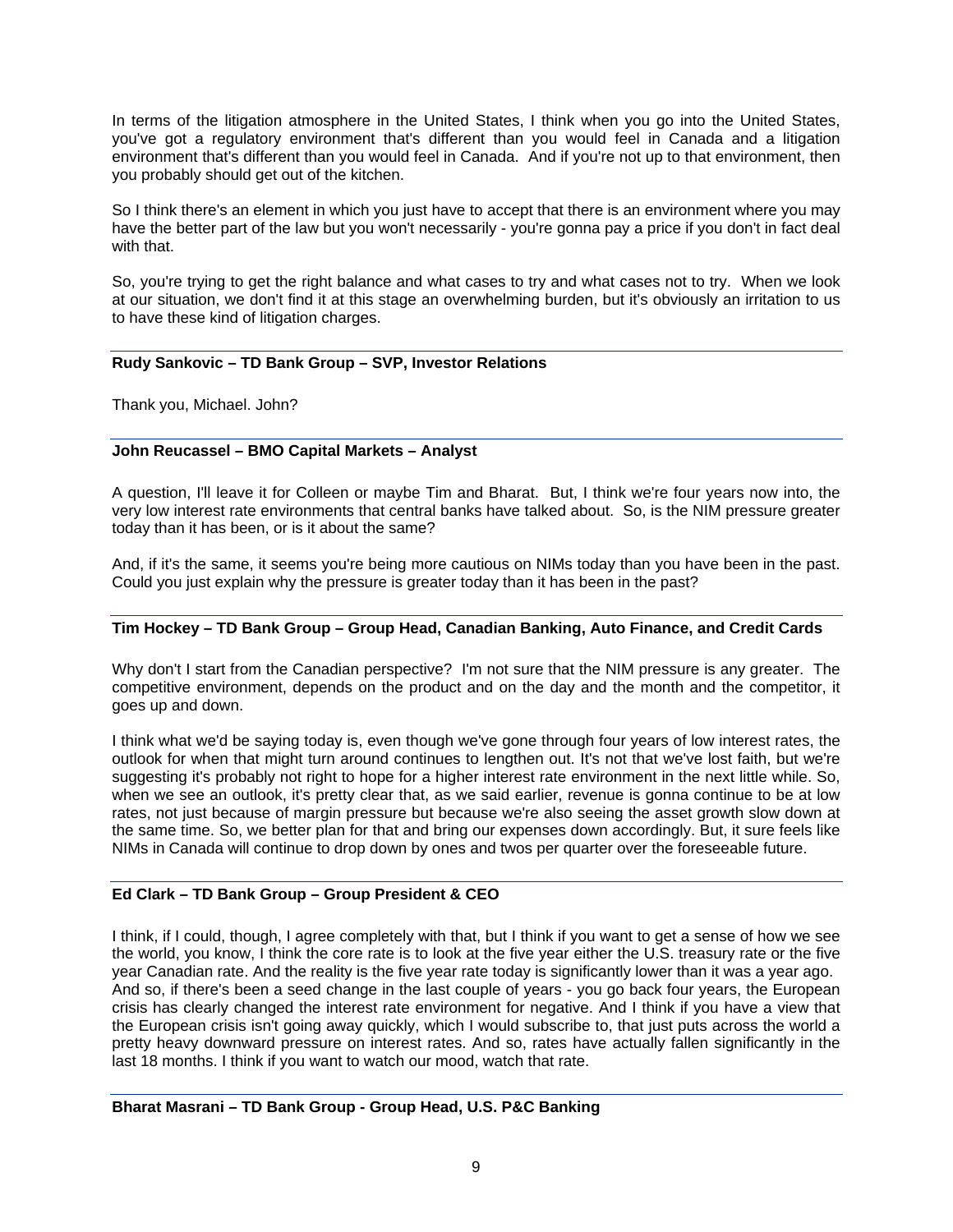In terms of the litigation atmosphere in the United States, I think when you go into the United States, you've got a regulatory environment that's different than you would feel in Canada and a litigation environment that's different than you would feel in Canada. And if you're not up to that environment, then you probably should get out of the kitchen.

So I think there's an element in which you just have to accept that there is an environment where you may have the better part of the law but you won't necessarily - you're gonna pay a price if you don't in fact deal with that.

So, you're trying to get the right balance and what cases to try and what cases not to try. When we look at our situation, we don't find it at this stage an overwhelming burden, but it's obviously an irritation to us to have these kind of litigation charges.

**Rudy Sankovic – TD Bank Group – SVP, Investor Relations**

Thank you, Michael. John?

**John Reucassel – BMO Capital Markets – Analyst**

A question, I'll leave it for Colleen or maybe Tim and Bharat. But, I think we're four years now into, the very low interest rate environments that central banks have talked about. So, is the NIM pressure greater today than it has been, or is it about the same?

And, if it's the same, it seems you're being more cautious on NIMs today than you have been in the past. Could you just explain why the pressure is greater today than it has been in the past?

**Tim Hockey – TD Bank Group – Group Head, Canadian Banking, Auto Finance, and Credit Cards**

Why don't I start from the Canadian perspective? I'm not sure that the NIM pressure is any greater. The competitive environment, depends on the product and on the day and the month and the competitor, it goes up and down.

I think what we'd be saying today is, even though we've gone through four years of low interest rates, the outlook for when that might turn around continues to lengthen out. It's not that we've lost faith, but we're suggesting it's probably not right to hope for a higher interest rate environment in the next little while. So, when we see an outlook, it's pretty clear that, as we said earlier, revenue is gonna continue to be at low rates, not just because of margin pressure but because we're also seeing the asset growth slow down at the same time. So, we better plan for that and bring our expenses down accordingly. But, it sure feels like NIMs in Canada will continue to drop down by ones and twos per quarter over the foreseeable future.

**Ed Clark – TD Bank Group – Group President & CEO**

I think, if I could, though, I agree completely with that, but I think if you want to get a sense of how we see the world, you know, I think the core rate is to look at the five year either the U.S. treasury rate or the five year Canadian rate. And the reality is the five year rate today is significantly lower than it was a year ago. And so, if there's been a seed change in the last couple of years - you go back four years, the European crisis has clearly changed the interest rate environment for negative. And I think if you have a view that the European crisis isn't going away quickly, which I would subscribe to, that just puts across the world a pretty heavy downward pressure on interest rates. And so, rates have actually fallen significantly in the last 18 months. I think if you want to watch our mood, watch that rate.

**Bharat Masrani – TD Bank Group - Group Head, U.S. P&C Banking**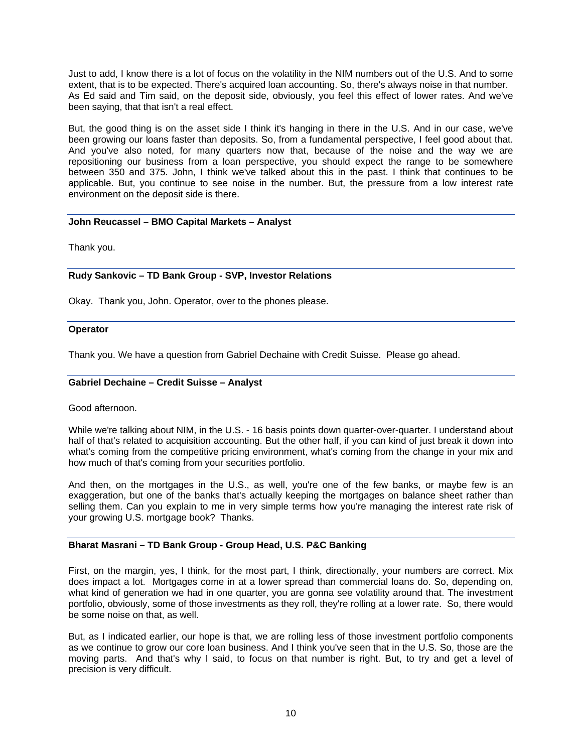Just to add, I know there is a lot of focus on the volatility in the NIM numbers out of the U.S. And to some extent, that is to be expected. There's acquired loan accounting. So, there's always noise in that number. As Ed said and Tim said, on the deposit side, obviously, you feel this effect of lower rates. And we've been saying, that that isn't a real effect.

But, the good thing is on the asset side I think it's hanging in there in the U.S. And in our case, we've been growing our loans faster than deposits. So, from a fundamental perspective, I feel good about that. And you've also noted, for many quarters now that, because of the noise and the way we are repositioning our business from a loan perspective, you should expect the range to be somewhere between 350 and 375. John, I think we've talked about this in the past. I think that continues to be applicable. But, you continue to see noise in the number. But, the pressure from a low interest rate environment on the deposit side is there.

**John Reucassel – BMO Capital Markets – Analyst**

Thank you.

**Rudy Sankovic – TD Bank Group - SVP, Investor Relations**

Okay. Thank you, John. Operator, over to the phones please.

**Operator**

Thank you. We have a question from Gabriel Dechaine with Credit Suisse. Please go ahead.

**Gabriel Dechaine – Credit Suisse – Analyst**

Good afternoon.

While we're talking about NIM, in the U.S. - 16 basis points down quarter-over-quarter. I understand about half of that's related to acquisition accounting. But the other half, if you can kind of just break it down into what's coming from the competitive pricing environment, what's coming from the change in your mix and how much of that's coming from your securities portfolio.

And then, on the mortgages in the U.S., as well, you're one of the few banks, or maybe few is an exaggeration, but one of the banks that's actually keeping the mortgages on balance sheet rather than selling them. Can you explain to me in very simple terms how you're managing the interest rate risk of your growing U.S. mortgage book? Thanks.

**Bharat Masrani – TD Bank Group - Group Head, U.S. P&C Banking**

First, on the margin, yes, I think, for the most part, I think, directionally, your numbers are correct. Mix does impact a lot. Mortgages come in at a lower spread than commercial loans do. So, depending on, what kind of generation we had in one quarter, you are gonna see volatility around that. The investment portfolio, obviously, some of those investments as they roll, they're rolling at a lower rate. So, there would be some noise on that, as well.

But, as I indicated earlier, our hope is that, we are rolling less of those investment portfolio components as we continue to grow our core loan business. And I think you've seen that in the U.S. So, those are the moving parts. And that's why I said, to focus on that number is right. But, to try and get a level of precision is very difficult.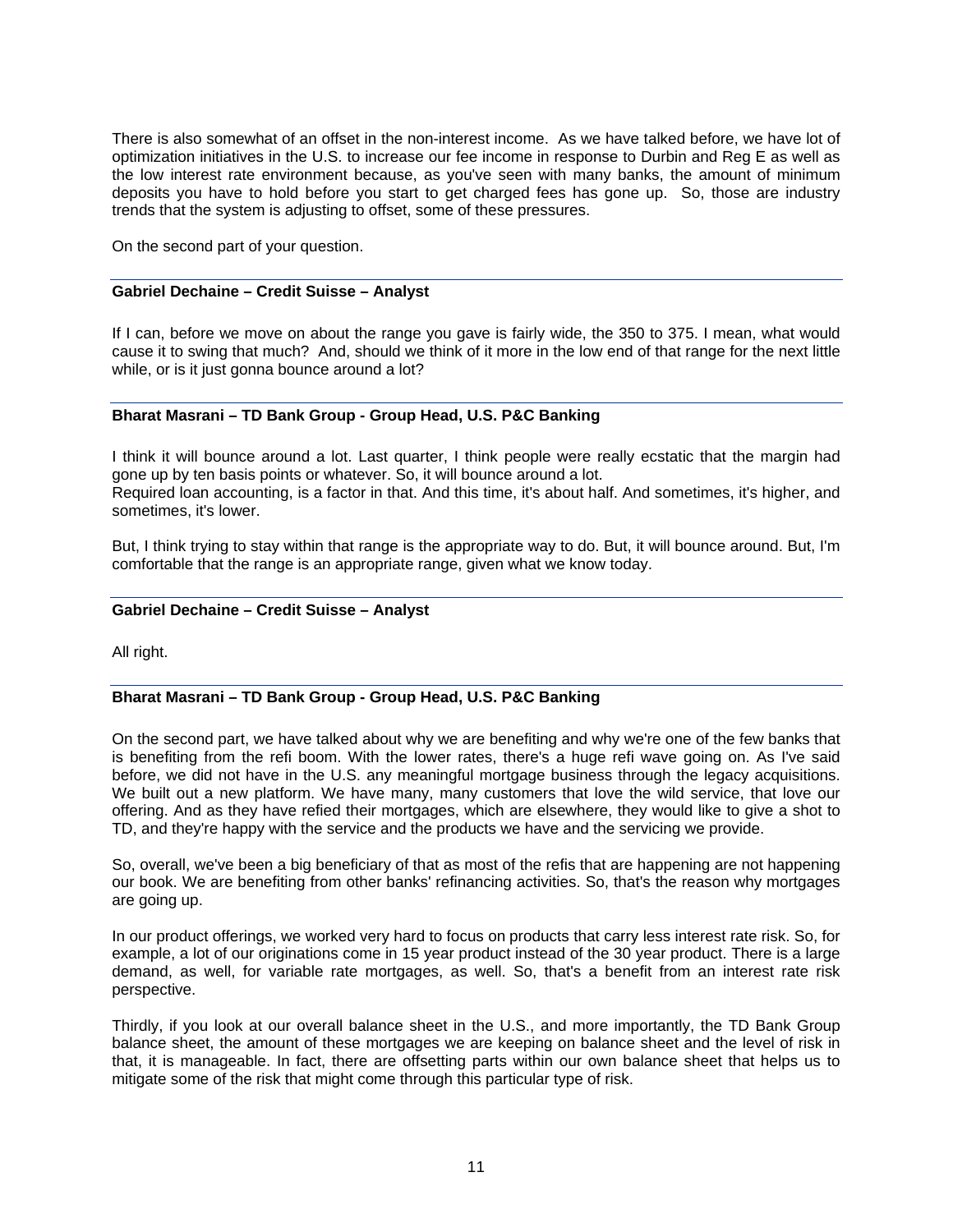There is also somewhat of an offset in the non-interest income. As we have talked before, we have lot of optimization initiatives in the U.S. to increase our fee income in response to Durbin and Reg E as well as the low interest rate environment because, as you've seen with many banks, the amount of minimum deposits you have to hold before you start to get charged fees has gone up. So, those are industry trends that the system is adjusting to offset, some of these pressures.

On the second part of your question.

**Gabriel Dechaine – Credit Suisse – Analyst**

If I can, before we move on about the range you gave is fairly wide, the 350 to 375. I mean, what would cause it to swing that much? And, should we think of it more in the low end of that range for the next little while, or is it just gonna bounce around a lot?

**Bharat Masrani – TD Bank Group - Group Head, U.S. P&C Banking**

I think it will bounce around a lot. Last quarter, I think people were really ecstatic that the margin had gone up by ten basis points or whatever. So, it will bounce around a lot.
Required loan accounting, is a factor in that. And this time, it's about half. And sometimes, it's higher, and sometimes, it's lower.

But, I think trying to stay within that range is the appropriate way to do. But, it will bounce around. But, I'm comfortable that the range is an appropriate range, given what we know today.

**Gabriel Dechaine – Credit Suisse – Analyst**

All right.

**Bharat Masrani – TD Bank Group - Group Head, U.S. P&C Banking**

On the second part, we have talked about why we are benefiting and why we're one of the few banks that is benefiting from the refi boom. With the lower rates, there's a huge refi wave going on. As I've said before, we did not have in the U.S. any meaningful mortgage business through the legacy acquisitions. We built out a new platform. We have many, many customers that love the wild service, that love our offering. And as they have refied their mortgages, which are elsewhere, they would like to give a shot to TD, and they're happy with the service and the products we have and the servicing we provide.

So, overall, we've been a big beneficiary of that as most of the refis that are happening are not happening our book. We are benefiting from other banks' refinancing activities. So, that's the reason why mortgages are going up.

In our product offerings, we worked very hard to focus on products that carry less interest rate risk. So, for example, a lot of our originations come in 15 year product instead of the 30 year product. There is a large demand, as well, for variable rate mortgages, as well. So, that's a benefit from an interest rate risk perspective.

Thirdly, if you look at our overall balance sheet in the U.S., and more importantly, the TD Bank Group balance sheet, the amount of these mortgages we are keeping on balance sheet and the level of risk in that, it is manageable. In fact, there are offsetting parts within our own balance sheet that helps us to mitigate some of the risk that might come through this particular type of risk.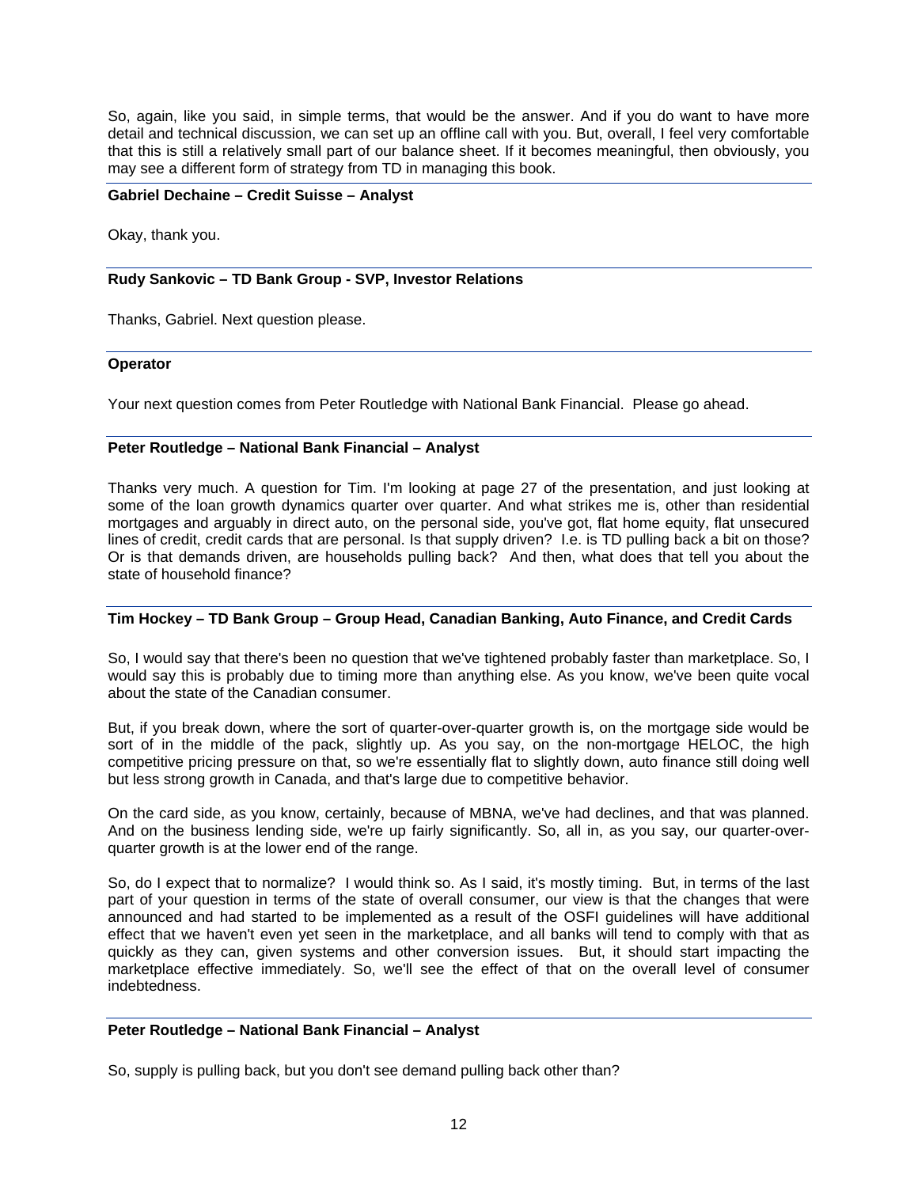So, again, like you said, in simple terms, that would be the answer. And if you do want to have more detail and technical discussion, we can set up an offline call with you. But, overall, I feel very comfortable that this is still a relatively small part of our balance sheet. If it becomes meaningful, then obviously, you may see a different form of strategy from TD in managing this book.

**Gabriel Dechaine – Credit Suisse – Analyst**

Okay, thank you.

**Rudy Sankovic – TD Bank Group - SVP, Investor Relations**

Thanks, Gabriel. Next question please.

**Operator**

Your next question comes from Peter Routledge with National Bank Financial. Please go ahead.

**Peter Routledge – National Bank Financial – Analyst**

Thanks very much. A question for Tim. I'm looking at page 27 of the presentation, and just looking at some of the loan growth dynamics quarter over quarter. And what strikes me is, other than residential mortgages and arguably in direct auto, on the personal side, you've got, flat home equity, flat unsecured lines of credit, credit cards that are personal. Is that supply driven? I.e. is TD pulling back a bit on those? Or is that demands driven, are households pulling back? And then, what does that tell you about the state of household finance?

**Tim Hockey – TD Bank Group – Group Head, Canadian Banking, Auto Finance, and Credit Cards**

So, I would say that there's been no question that we've tightened probably faster than marketplace. So, I would say this is probably due to timing more than anything else. As you know, we've been quite vocal about the state of the Canadian consumer.

But, if you break down, where the sort of quarter-over-quarter growth is, on the mortgage side would be sort of in the middle of the pack, slightly up. As you say, on the non-mortgage HELOC, the high competitive pricing pressure on that, so we're essentially flat to slightly down, auto finance still doing well but less strong growth in Canada, and that's large due to competitive behavior.

On the card side, as you know, certainly, because of MBNA, we've had declines, and that was planned. And on the business lending side, we're up fairly significantly. So, all in, as you say, our quarter-over-quarter growth is at the lower end of the range.

So, do I expect that to normalize? I would think so. As I said, it's mostly timing. But, in terms of the last part of your question in terms of the state of overall consumer, our view is that the changes that were announced and had started to be implemented as a result of the OSFI guidelines will have additional effect that we haven't even yet seen in the marketplace, and all banks will tend to comply with that as quickly as they can, given systems and other conversion issues. But, it should start impacting the marketplace effective immediately. So, we'll see the effect of that on the overall level of consumer indebtedness.

**Peter Routledge – National Bank Financial – Analyst**

So, supply is pulling back, but you don't see demand pulling back other than?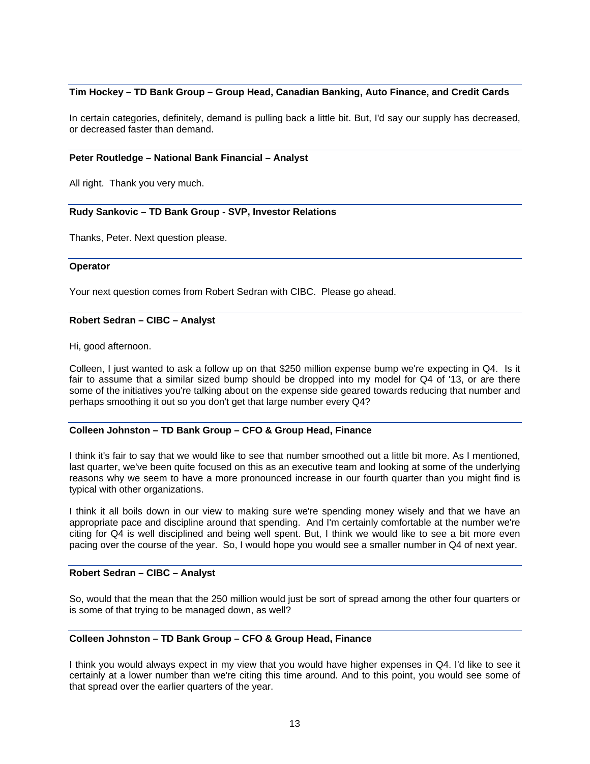**Tim Hockey – TD Bank Group – Group Head, Canadian Banking, Auto Finance, and Credit Cards**

In certain categories, definitely, demand is pulling back a little bit. But, I'd say our supply has decreased, or decreased faster than demand.

**Peter Routledge – National Bank Financial – Analyst**

All right. Thank you very much.

**Rudy Sankovic – TD Bank Group - SVP, Investor Relations**

Thanks, Peter. Next question please.

**Operator**

Your next question comes from Robert Sedran with CIBC. Please go ahead.

**Robert Sedran – CIBC – Analyst**

Hi, good afternoon.

Colleen, I just wanted to ask a follow up on that $250 million expense bump we're expecting in Q4. Is it fair to assume that a similar sized bump should be dropped into my model for Q4 of '13, or are there some of the initiatives you're talking about on the expense side geared towards reducing that number and perhaps smoothing it out so you don't get that large number every Q4?

**Colleen Johnston – TD Bank Group – CFO & Group Head, Finance**

I think it's fair to say that we would like to see that number smoothed out a little bit more. As I mentioned, last quarter, we've been quite focused on this as an executive team and looking at some of the underlying reasons why we seem to have a more pronounced increase in our fourth quarter than you might find is typical with other organizations.

I think it all boils down in our view to making sure we're spending money wisely and that we have an appropriate pace and discipline around that spending. And I'm certainly comfortable at the number we're citing for Q4 is well disciplined and being well spent. But, I think we would like to see a bit more even pacing over the course of the year. So, I would hope you would see a smaller number in Q4 of next year.

**Robert Sedran – CIBC – Analyst**

So, would that the mean that the 250 million would just be sort of spread among the other four quarters or is some of that trying to be managed down, as well?

**Colleen Johnston – TD Bank Group – CFO & Group Head, Finance**

I think you would always expect in my view that you would have higher expenses in Q4. I'd like to see it certainly at a lower number than we're citing this time around. And to this point, you would see some of that spread over the earlier quarters of the year.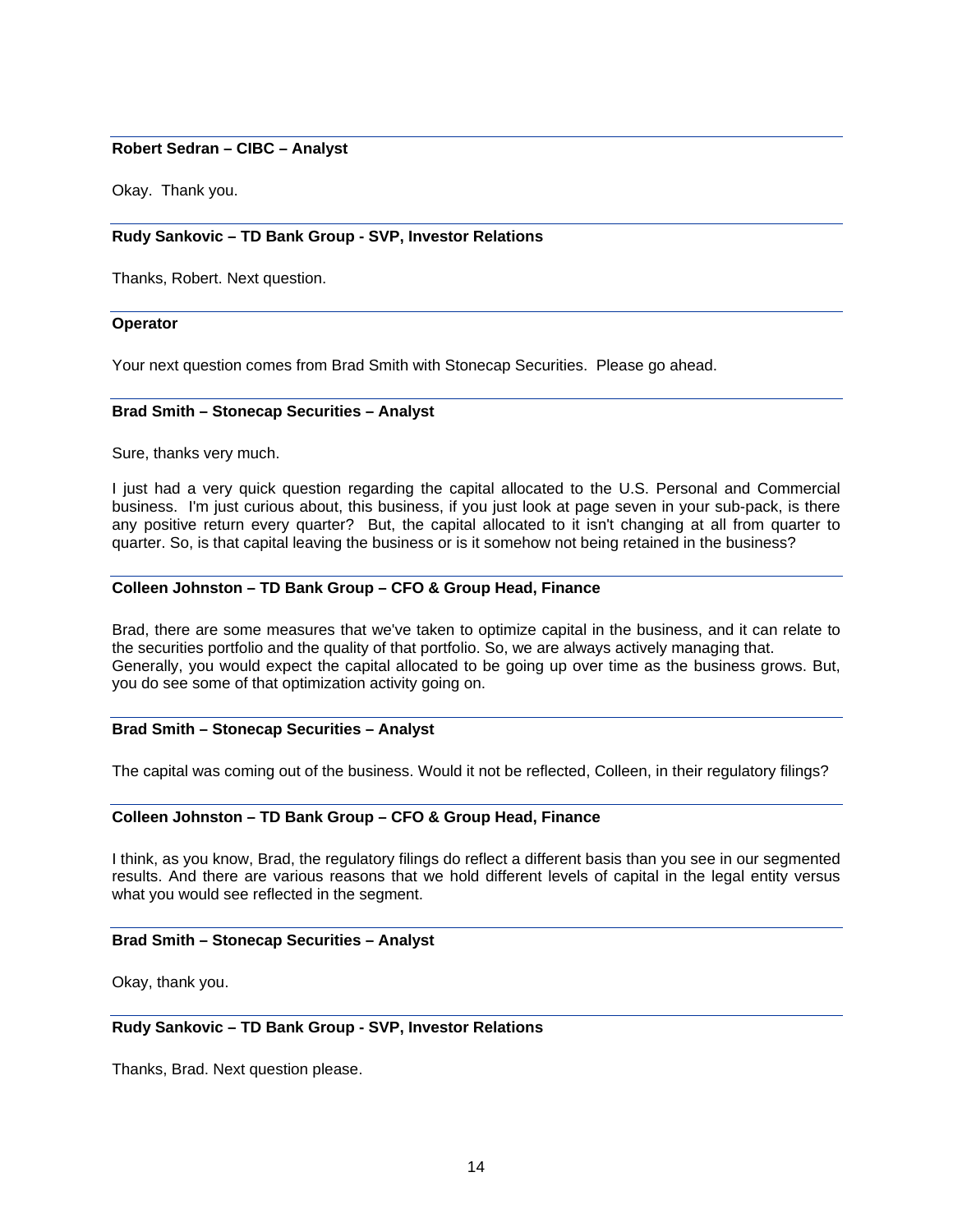**Robert Sedran – CIBC – Analyst**

Okay. Thank you.

**Rudy Sankovic – TD Bank Group - SVP, Investor Relations**

Thanks, Robert. Next question.

**Operator**

Your next question comes from Brad Smith with Stonecap Securities. Please go ahead.

**Brad Smith – Stonecap Securities – Analyst**

Sure, thanks very much.

I just had a very quick question regarding the capital allocated to the U.S. Personal and Commercial business. I'm just curious about, this business, if you just look at page seven in your sub-pack, is there any positive return every quarter? But, the capital allocated to it isn't changing at all from quarter to quarter. So, is that capital leaving the business or is it somehow not being retained in the business?

**Colleen Johnston – TD Bank Group – CFO & Group Head, Finance**

Brad, there are some measures that we've taken to optimize capital in the business, and it can relate to the securities portfolio and the quality of that portfolio. So, we are always actively managing that. Generally, you would expect the capital allocated to be going up over time as the business grows. But, you do see some of that optimization activity going on.

**Brad Smith – Stonecap Securities – Analyst**

The capital was coming out of the business. Would it not be reflected, Colleen, in their regulatory filings?

**Colleen Johnston – TD Bank Group – CFO & Group Head, Finance**

I think, as you know, Brad, the regulatory filings do reflect a different basis than you see in our segmented results. And there are various reasons that we hold different levels of capital in the legal entity versus what you would see reflected in the segment.

**Brad Smith – Stonecap Securities – Analyst**

Okay, thank you.

**Rudy Sankovic – TD Bank Group - SVP, Investor Relations**

Thanks, Brad. Next question please.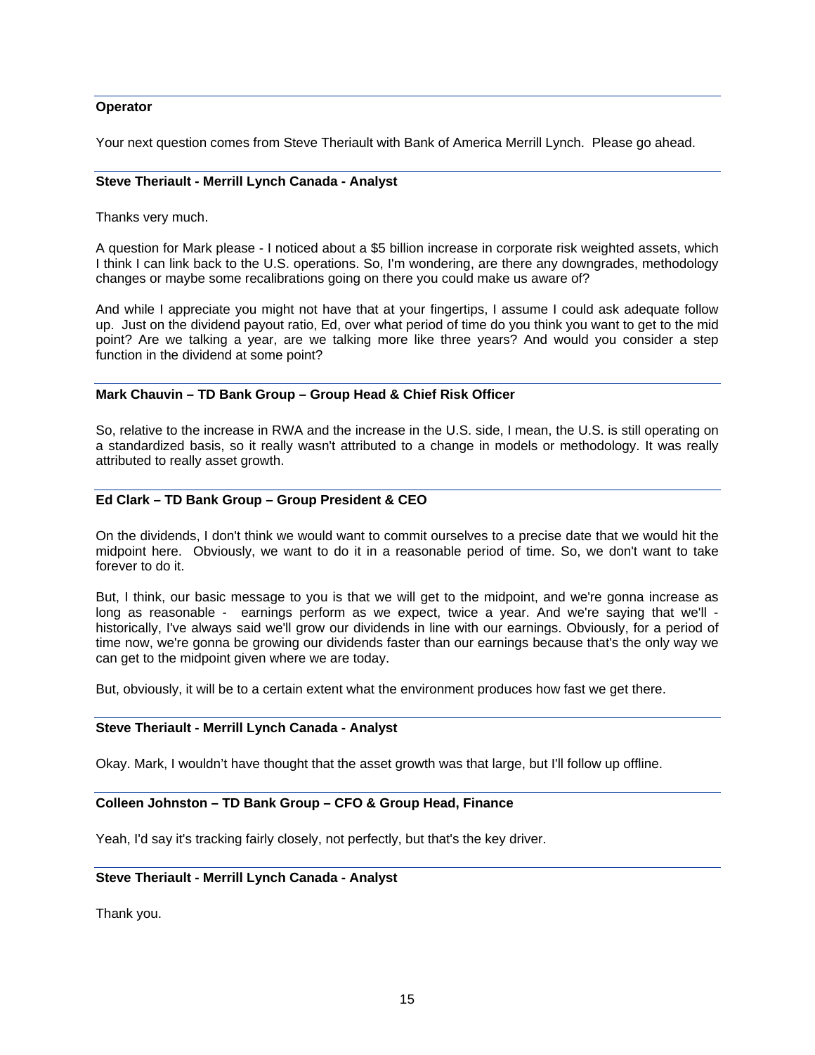**Operator**

Your next question comes from Steve Theriault with Bank of America Merrill Lynch. Please go ahead.

**Steve Theriault - Merrill Lynch Canada - Analyst**

Thanks very much.

A question for Mark please - I noticed about a $5 billion increase in corporate risk weighted assets, which I think I can link back to the U.S. operations. So, I'm wondering, are there any downgrades, methodology changes or maybe some recalibrations going on there you could make us aware of?

And while I appreciate you might not have that at your fingertips, I assume I could ask adequate follow up. Just on the dividend payout ratio, Ed, over what period of time do you think you want to get to the mid point? Are we talking a year, are we talking more like three years? And would you consider a step function in the dividend at some point?

**Mark Chauvin – TD Bank Group – Group Head & Chief Risk Officer**

So, relative to the increase in RWA and the increase in the U.S. side, I mean, the U.S. is still operating on a standardized basis, so it really wasn't attributed to a change in models or methodology. It was really attributed to really asset growth.

**Ed Clark – TD Bank Group – Group President & CEO**

On the dividends, I don't think we would want to commit ourselves to a precise date that we would hit the midpoint here. Obviously, we want to do it in a reasonable period of time. So, we don't want to take forever to do it.

But, I think, our basic message to you is that we will get to the midpoint, and we're gonna increase as long as reasonable - earnings perform as we expect, twice a year. And we're saying that we'll - historically, I've always said we'll grow our dividends in line with our earnings. Obviously, for a period of time now, we're gonna be growing our dividends faster than our earnings because that's the only way we can get to the midpoint given where we are today.

But, obviously, it will be to a certain extent what the environment produces how fast we get there.

**Steve Theriault - Merrill Lynch Canada - Analyst**

Okay. Mark, I wouldn't have thought that the asset growth was that large, but I'll follow up offline.

**Colleen Johnston – TD Bank Group – CFO & Group Head, Finance**

Yeah, I'd say it's tracking fairly closely, not perfectly, but that's the key driver.

**Steve Theriault - Merrill Lynch Canada - Analyst**

Thank you.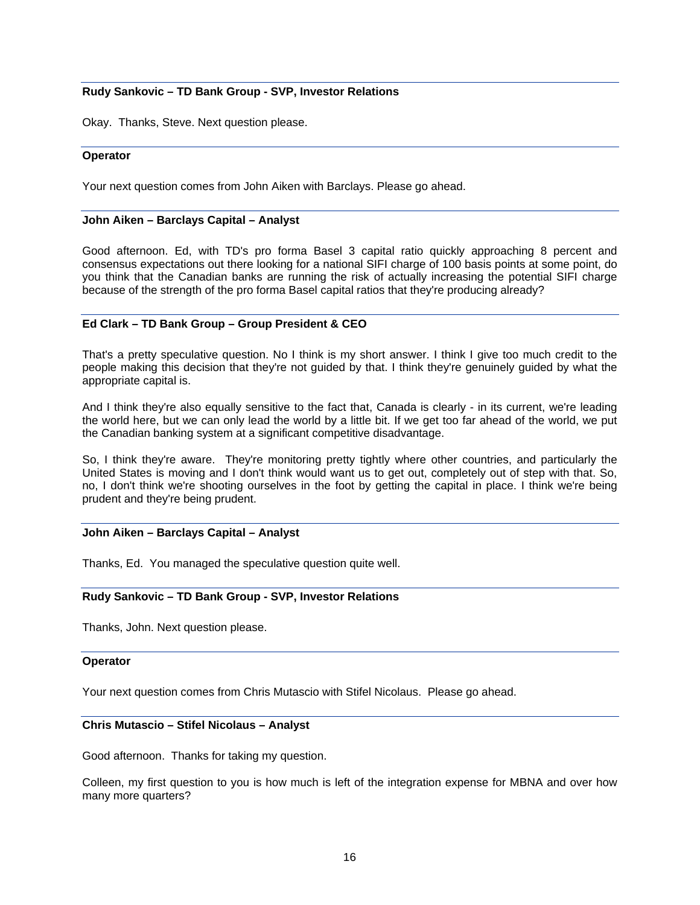**Rudy Sankovic – TD Bank Group - SVP, Investor Relations**

Okay. Thanks, Steve. Next question please.

**Operator**

Your next question comes from John Aiken with Barclays. Please go ahead.

**John Aiken – Barclays Capital – Analyst**

Good afternoon. Ed, with TD's pro forma Basel 3 capital ratio quickly approaching 8 percent and consensus expectations out there looking for a national SIFI charge of 100 basis points at some point, do you think that the Canadian banks are running the risk of actually increasing the potential SIFI charge because of the strength of the pro forma Basel capital ratios that they're producing already?

**Ed Clark – TD Bank Group – Group President & CEO**

That's a pretty speculative question. No I think is my short answer. I think I give too much credit to the people making this decision that they're not guided by that. I think they're genuinely guided by what the appropriate capital is.

And I think they're also equally sensitive to the fact that, Canada is clearly - in its current, we're leading the world here, but we can only lead the world by a little bit. If we get too far ahead of the world, we put the Canadian banking system at a significant competitive disadvantage.

So, I think they're aware. They're monitoring pretty tightly where other countries, and particularly the United States is moving and I don't think would want us to get out, completely out of step with that. So, no, I don't think we're shooting ourselves in the foot by getting the capital in place. I think we're being prudent and they're being prudent.

**John Aiken – Barclays Capital – Analyst**

Thanks, Ed. You managed the speculative question quite well.

**Rudy Sankovic – TD Bank Group - SVP, Investor Relations**

Thanks, John. Next question please.

**Operator**

Your next question comes from Chris Mutascio with Stifel Nicolaus. Please go ahead.

**Chris Mutascio – Stifel Nicolaus – Analyst**

Good afternoon. Thanks for taking my question.

Colleen, my first question to you is how much is left of the integration expense for MBNA and over how many more quarters?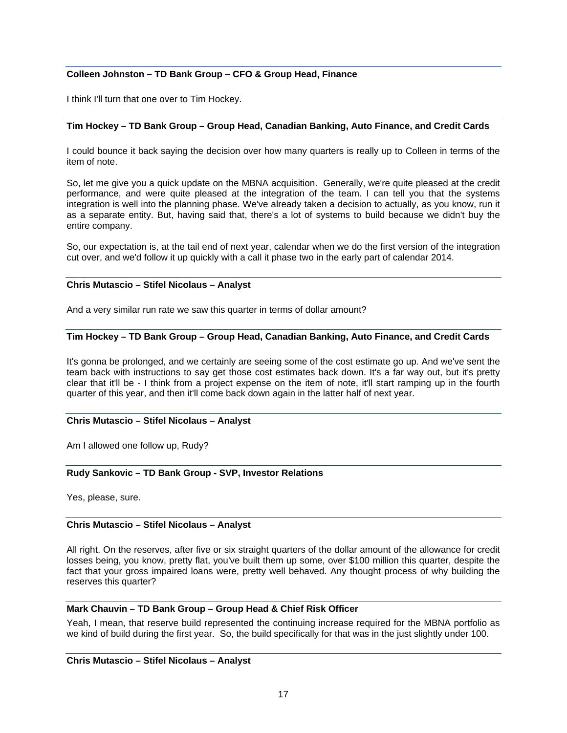**Colleen Johnston – TD Bank Group – CFO & Group Head, Finance**

I think I'll turn that one over to Tim Hockey.

**Tim Hockey – TD Bank Group – Group Head, Canadian Banking, Auto Finance, and Credit Cards**

I could bounce it back saying the decision over how many quarters is really up to Colleen in terms of the item of note.

So, let me give you a quick update on the MBNA acquisition. Generally, we're quite pleased at the credit performance, and were quite pleased at the integration of the team. I can tell you that the systems integration is well into the planning phase. We've already taken a decision to actually, as you know, run it as a separate entity. But, having said that, there's a lot of systems to build because we didn't buy the entire company.

So, our expectation is, at the tail end of next year, calendar when we do the first version of the integration cut over, and we'd follow it up quickly with a call it phase two in the early part of calendar 2014.

**Chris Mutascio – Stifel Nicolaus – Analyst**

And a very similar run rate we saw this quarter in terms of dollar amount?

**Tim Hockey – TD Bank Group – Group Head, Canadian Banking, Auto Finance, and Credit Cards**

It's gonna be prolonged, and we certainly are seeing some of the cost estimate go up. And we've sent the team back with instructions to say get those cost estimates back down. It's a far way out, but it's pretty clear that it'll be - I think from a project expense on the item of note, it'll start ramping up in the fourth quarter of this year, and then it'll come back down again in the latter half of next year.

**Chris Mutascio – Stifel Nicolaus – Analyst**

Am I allowed one follow up, Rudy?

**Rudy Sankovic – TD Bank Group - SVP, Investor Relations**

Yes, please, sure.

**Chris Mutascio – Stifel Nicolaus – Analyst**

All right. On the reserves, after five or six straight quarters of the dollar amount of the allowance for credit losses being, you know, pretty flat, you've built them up some, over $100 million this quarter, despite the fact that your gross impaired loans were, pretty well behaved. Any thought process of why building the reserves this quarter?

**Mark Chauvin – TD Bank Group – Group Head & Chief Risk Officer**

Yeah, I mean, that reserve build represented the continuing increase required for the MBNA portfolio as we kind of build during the first year. So, the build specifically for that was in the just slightly under 100.

**Chris Mutascio – Stifel Nicolaus – Analyst**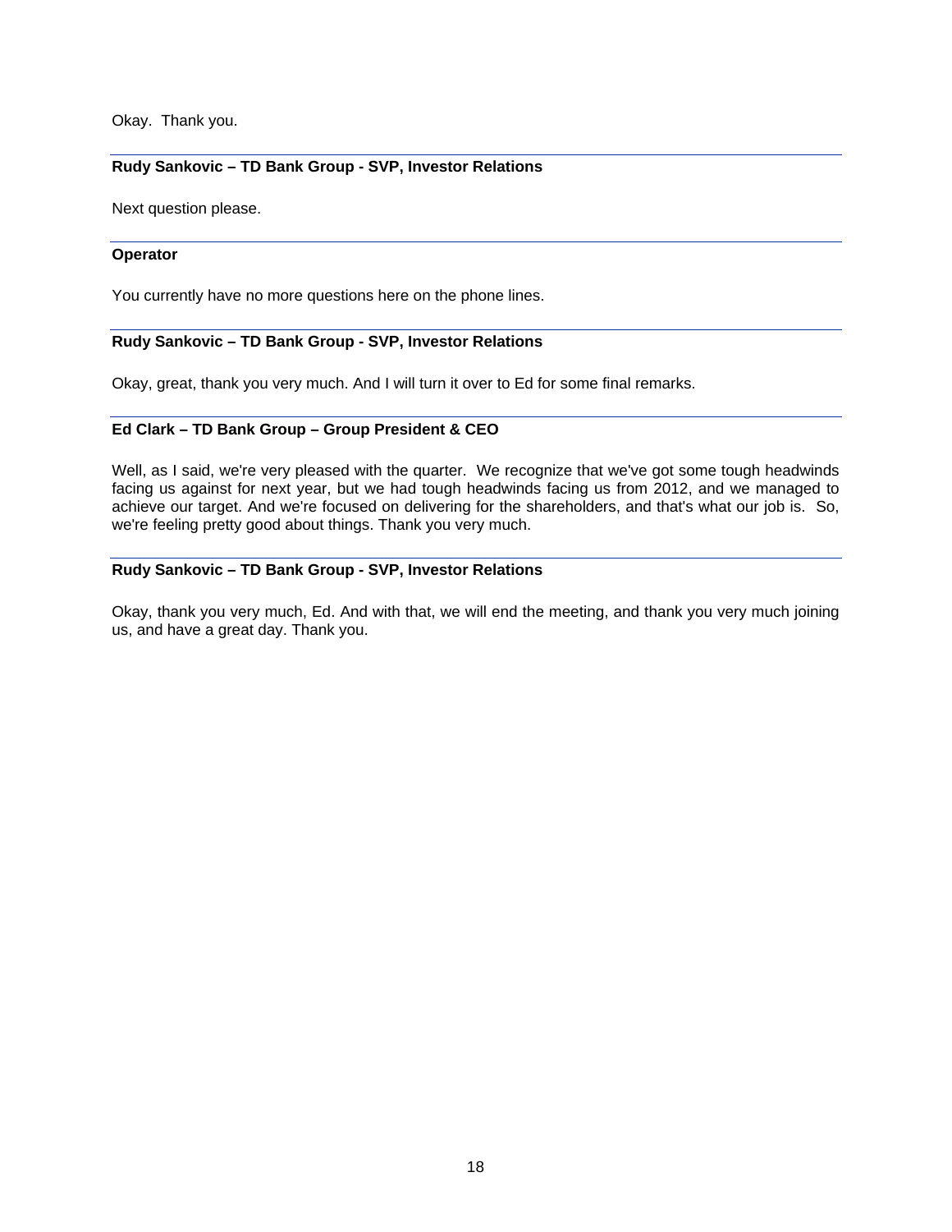Okay. Thank you.

---

**Rudy Sankovic – TD Bank Group - SVP, Investor Relations**

Next question please.

---

**Operator**

You currently have no more questions here on the phone lines.

---

**Rudy Sankovic – TD Bank Group - SVP, Investor Relations**

Okay, great, thank you very much. And I will turn it over to Ed for some final remarks.

---

**Ed Clark – TD Bank Group – Group President & CEO**

Well, as I said, we're very pleased with the quarter. We recognize that we've got some tough headwinds facing us against for next year, but we had tough headwinds facing us from 2012, and we managed to achieve our target. And we're focused on delivering for the shareholders, and that's what our job is. So, we're feeling pretty good about things. Thank you very much.

---

**Rudy Sankovic – TD Bank Group - SVP, Investor Relations**

Okay, thank you very much, Ed. And with that, we will end the meeting, and thank you very much joining us, and have a great day. Thank you.